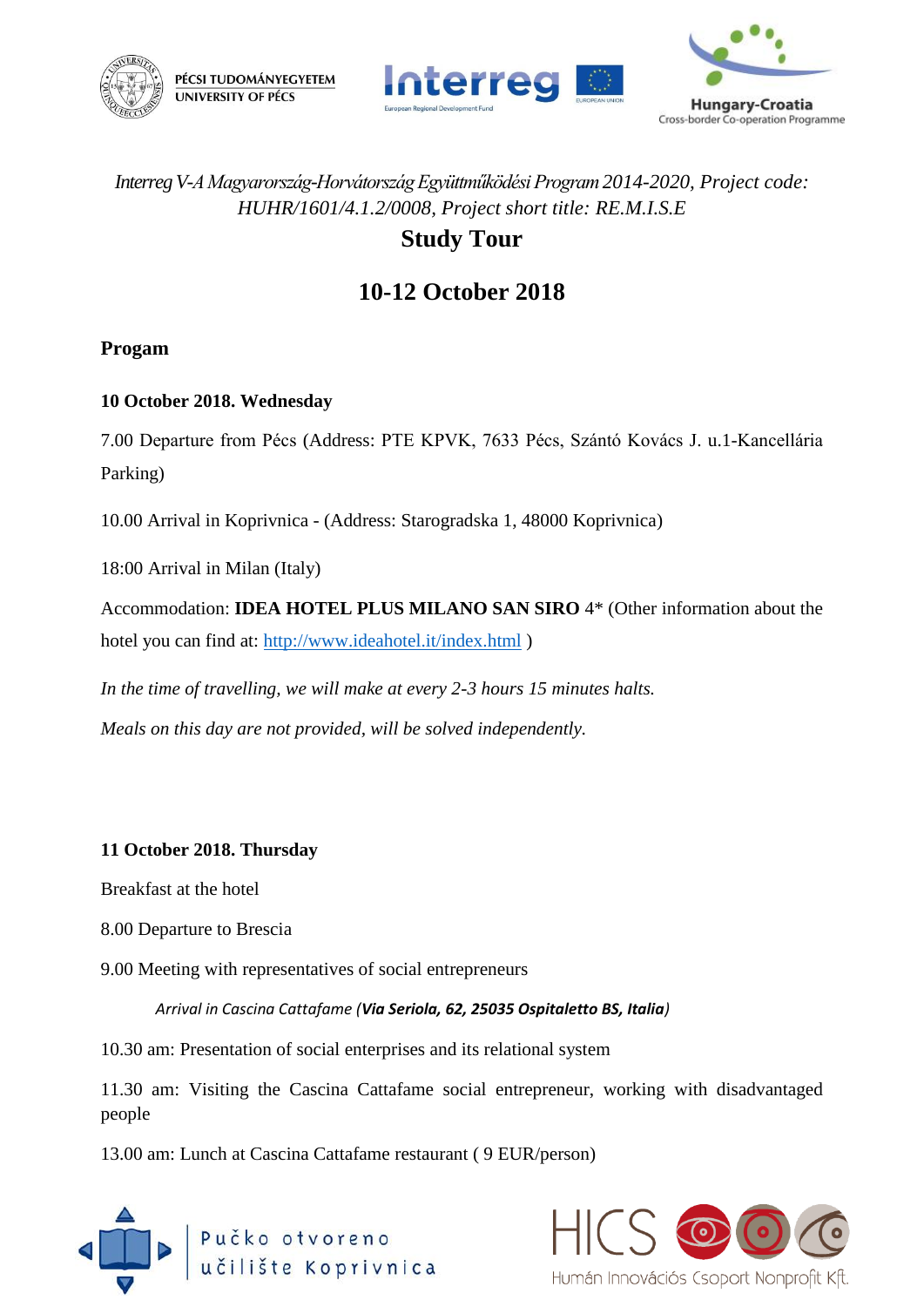*Interreg V-A Magyarország-Horvátország Együttműködési Program 2014-2020, Project code: HUHR/1601/4.1.2/0008, Project short title: RE.M.I.S.E*

# Study Tour

# 10-12 October 2018

**Progam**

**10 October 2018. Wednesday**

7.00 Departure from Pécs (Address: PTE KPVK, 7633 Pécs, Szántó Kovács J. u.1-Kancellária Parking)

10.00 Arrival in Koprivnica - (Address: Starogradska 1, 48000 Koprivnica)

18:00 Arrival in Milan (Italy)

Accommodation: **IDEA HOTEL PLUS MILANO SAN SIRO** 4* (Other information about the hotel you can find at: http://www.ideahotel.it/index.html )

*In the time of travelling, we will make at every 2-3 hours 15 minutes halts.*

*Meals on this day are not provided, will be solved independently.*

**11 October 2018. Thursday**

Breakfast at the hotel

8.00 Departure to Brescia

9.00 Meeting with representatives of social entrepreneurs

*Arrival in Cascina Cattafame (**Via Seriola, 62, 25035 Ospitaletto BS, Italia**)*

10.30 am: Presentation of social enterprises and its relational system

11.30 am: Visiting the Cascina Cattafame social entrepreneur, working with disadvantaged people

13.00 am: Lunch at Cascina Cattafame restaurant ( 9 EUR/person)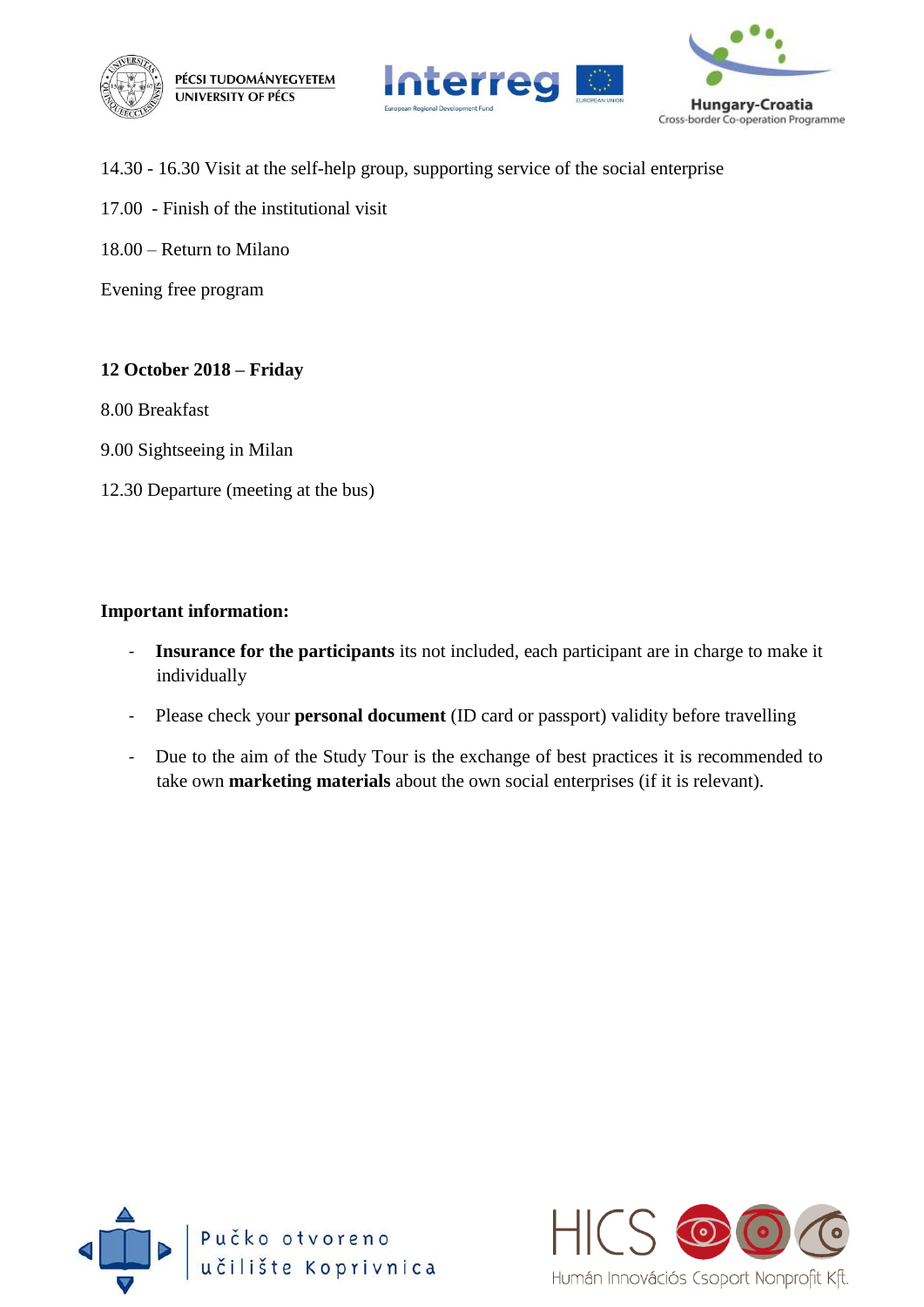14.30 - 16.30 Visit at the self-help group, supporting service of the social enterprise

17.00 - Finish of the institutional visit

18.00 – Return to Milano

Evening free program

**12 October 2018 – Friday**

8.00 Breakfast

9.00 Sightseeing in Milan

12.30 Departure (meeting at the bus)

**Important information:**

- **Insurance for the participants** its not included, each participant are in charge to make it individually
- Please check your **personal document** (ID card or passport) validity before travelling
- Due to the aim of the Study Tour is the exchange of best practices it is recommended to take own **marketing materials** about the own social enterprises (if it is relevant).